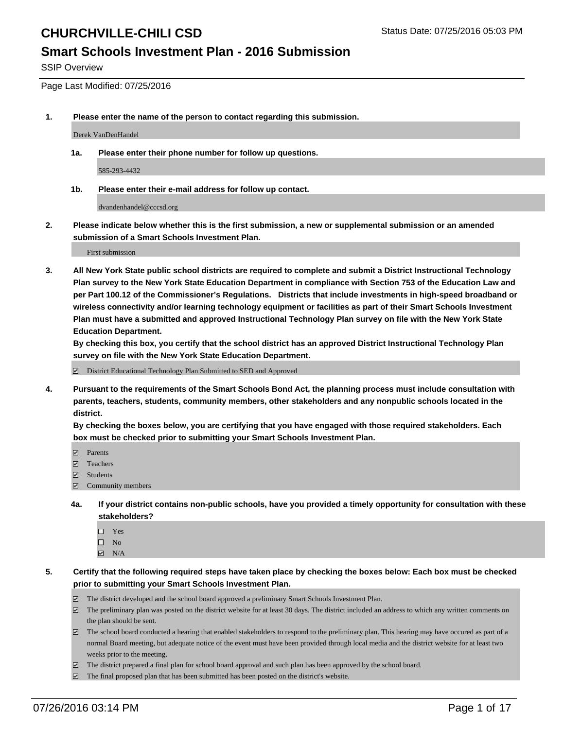# CHURCHVILLE-CHILI CSD

Status Date: 07/25/2016 05:03 PM

## Smart Schools Investment Plan - 2016 Submission

SSIP Overview

Page Last Modified: 07/25/2016

1. **Please enter the name of the person to contact regarding this submission.**

   Derek VanDenHandel

   1a. **Please enter their phone number for follow up questions.**

   585-293-4432

   1b. **Please enter their e-mail address for follow up contact.**

   dvandenhandel@cccsd.org

2. **Please indicate below whether this is the first submission, a new or supplemental submission or an amended submission of a Smart Schools Investment Plan.**

   First submission

3. **All New York State public school districts are required to complete and submit a District Instructional Technology Plan survey to the New York State Education Department in compliance with Section 753 of the Education Law and per Part 100.12 of the Commissioner's Regulations. Districts that include investments in high-speed broadband or wireless connectivity and/or learning technology equipment or facilities as part of their Smart Schools Investment Plan must have a submitted and approved Instructional Technology Plan survey on file with the New York State Education Department.**
   **By checking this box, you certify that the school district has an approved District Instructional Technology Plan survey on file with the New York State Education Department.**

   ☑ District Educational Technology Plan Submitted to SED and Approved

4. **Pursuant to the requirements of the Smart Schools Bond Act, the planning process must include consultation with parents, teachers, students, community members, other stakeholders and any nonpublic schools located in the district.**
   **By checking the boxes below, you are certifying that you have engaged with those required stakeholders. Each box must be checked prior to submitting your Smart Schools Investment Plan.**

   ☑ Parents
   ☑ Teachers
   ☑ Students
   ☑ Community members

   4a. **If your district contains non-public schools, have you provided a timely opportunity for consultation with these stakeholders?**

   ☐ Yes
   ☐ No
   ☑ N/A

5. **Certify that the following required steps have taken place by checking the boxes below: Each box must be checked prior to submitting your Smart Schools Investment Plan.**

   ☑ The district developed and the school board approved a preliminary Smart Schools Investment Plan.
   ☑ The preliminary plan was posted on the district website for at least 30 days. The district included an address to which any written comments on the plan should be sent.
   ☑ The school board conducted a hearing that enabled stakeholders to respond to the preliminary plan. This hearing may have occured as part of a normal Board meeting, but adequate notice of the event must have been provided through local media and the district website for at least two weeks prior to the meeting.
   ☑ The district prepared a final plan for school board approval and such plan has been approved by the school board.
   ☑ The final proposed plan that has been submitted has been posted on the district's website.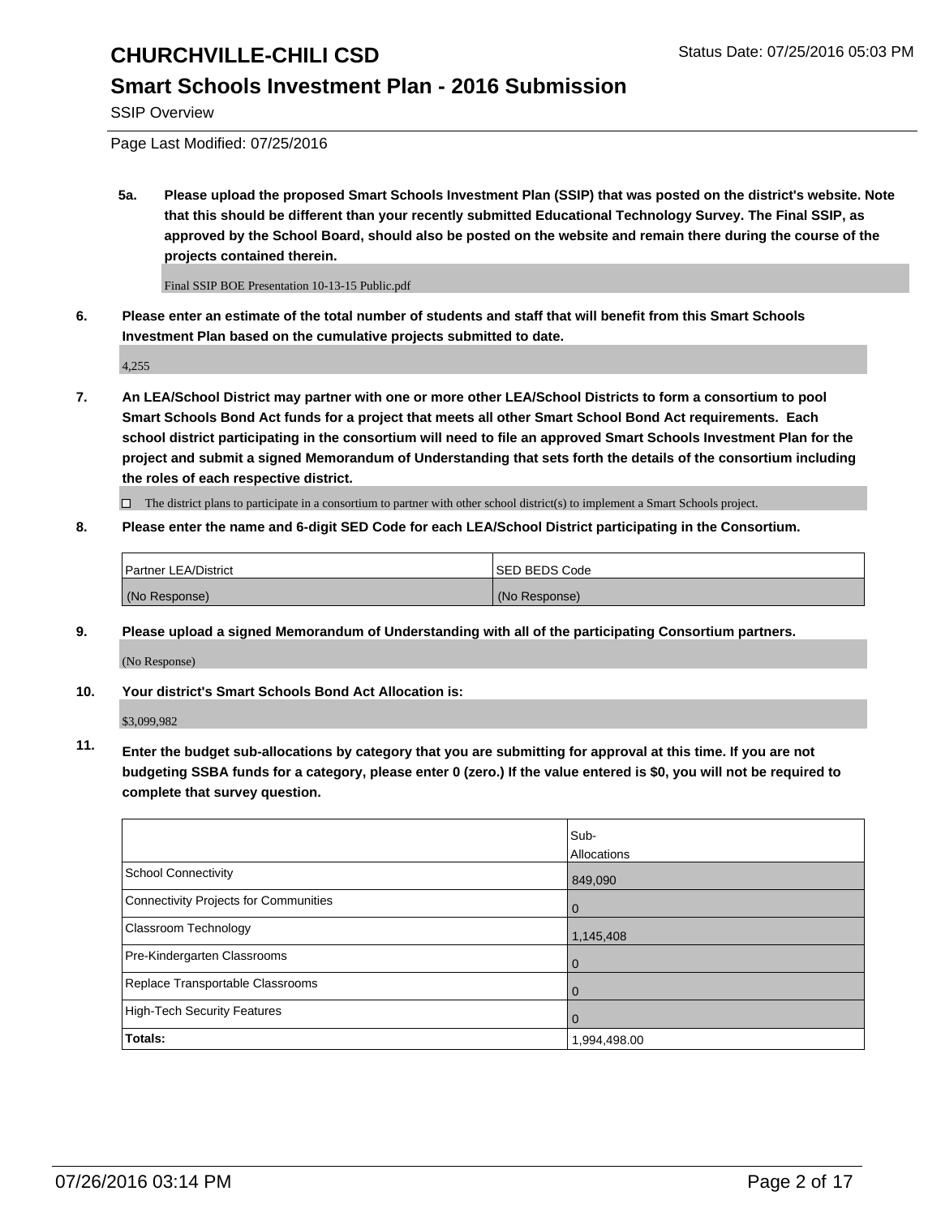## CHURCHVILLE-CHILI CSD

Status Date: 07/25/2016 05:03 PM

## Smart Schools Investment Plan - 2016 Submission

SSIP Overview

Page Last Modified: 07/25/2016

**5a. Please upload the proposed Smart Schools Investment Plan (SSIP) that was posted on the district's website. Note that this should be different than your recently submitted Educational Technology Survey. The Final SSIP, as approved by the School Board, should also be posted on the website and remain there during the course of the projects contained therein.**

Final SSIP BOE Presentation 10-13-15 Public.pdf

**6. Please enter an estimate of the total number of students and staff that will benefit from this Smart Schools Investment Plan based on the cumulative projects submitted to date.**

4,255

**7. An LEA/School District may partner with one or more other LEA/School Districts to form a consortium to pool Smart Schools Bond Act funds for a project that meets all other Smart School Bond Act requirements. Each school district participating in the consortium will need to file an approved Smart Schools Investment Plan for the project and submit a signed Memorandum of Understanding that sets forth the details of the consortium including the roles of each respective district.**

☐ The district plans to participate in a consortium to partner with other school district(s) to implement a Smart Schools project.

**8. Please enter the name and 6-digit SED Code for each LEA/School District participating in the Consortium.**

| Partner LEA/District | SED BEDS Code |
|---|---|
| (No Response) | (No Response) |

**9. Please upload a signed Memorandum of Understanding with all of the participating Consortium partners.**

(No Response)

**10. Your district's Smart Schools Bond Act Allocation is:**

$3,099,982

**11. Enter the budget sub-allocations by category that you are submitting for approval at this time. If you are not budgeting SSBA funds for a category, please enter 0 (zero.) If the value entered is $0, you will not be required to complete that survey question.**

| | Sub-Allocations |
|---|---|
| School Connectivity | 849,090 |
| Connectivity Projects for Communities | 0 |
| Classroom Technology | 1,145,408 |
| Pre-Kindergarten Classrooms | 0 |
| Replace Transportable Classrooms | 0 |
| High-Tech Security Features | 0 |
| **Totals:** | 1,994,498.00 |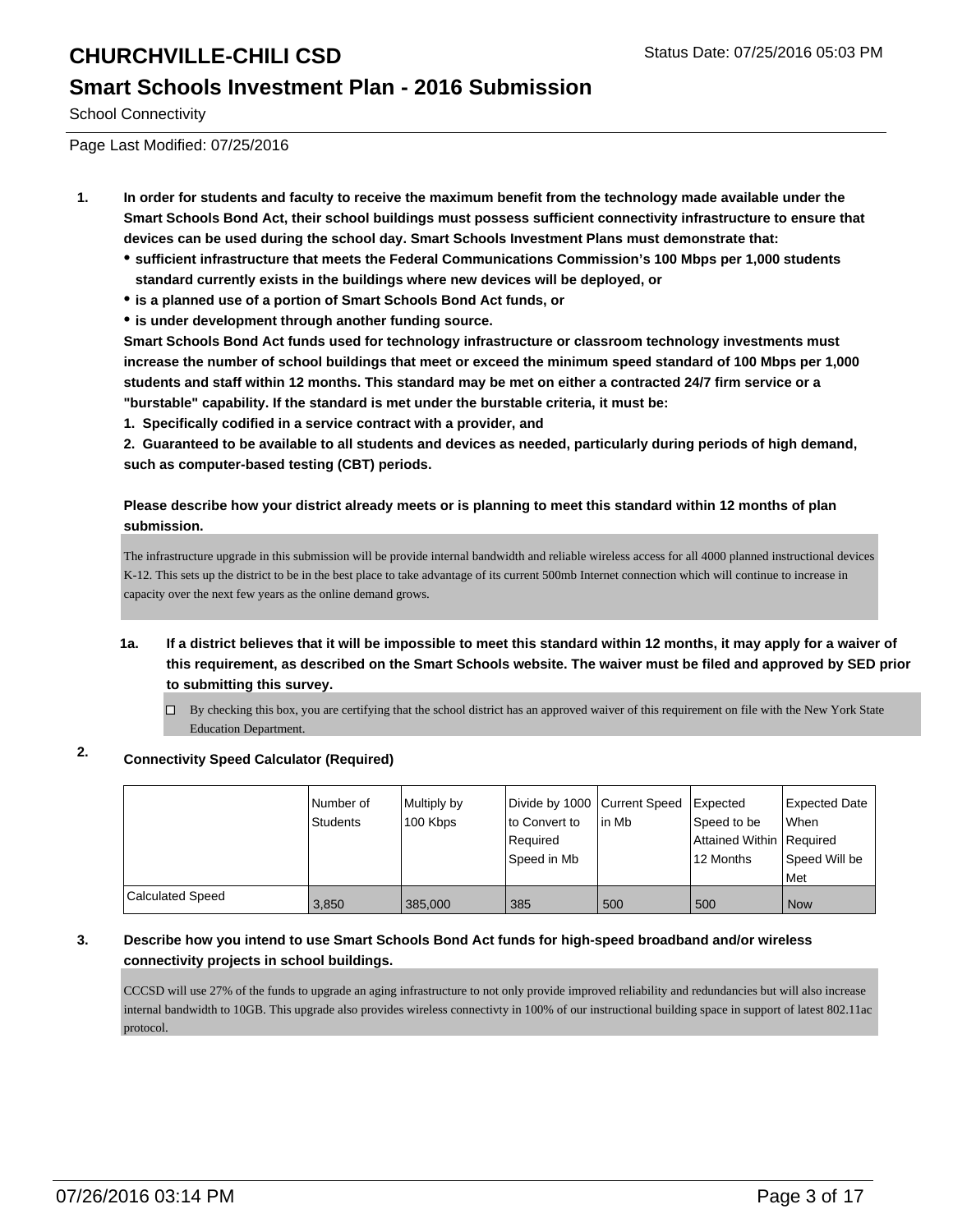# CHURCHVILLE-CHILI CSD

Status Date: 07/25/2016 05:03 PM

## Smart Schools Investment Plan - 2016 Submission

School Connectivity

Page Last Modified: 07/25/2016

**1. In order for students and faculty to receive the maximum benefit from the technology made available under the Smart Schools Bond Act, their school buildings must possess sufficient connectivity infrastructure to ensure that devices can be used during the school day. Smart Schools Investment Plans must demonstrate that:**

- **sufficient infrastructure that meets the Federal Communications Commission's 100 Mbps per 1,000 students standard currently exists in the buildings where new devices will be deployed, or**
- **is a planned use of a portion of Smart Schools Bond Act funds, or**
- **is under development through another funding source.**

**Smart Schools Bond Act funds used for technology infrastructure or classroom technology investments must increase the number of school buildings that meet or exceed the minimum speed standard of 100 Mbps per 1,000 students and staff within 12 months. This standard may be met on either a contracted 24/7 firm service or a "burstable" capability. If the standard is met under the burstable criteria, it must be:**

**1. Specifically codified in a service contract with a provider, and**

**2. Guaranteed to be available to all students and devices as needed, particularly during periods of high demand, such as computer-based testing (CBT) periods.**

**Please describe how your district already meets or is planning to meet this standard within 12 months of plan submission.**

The infrastructure upgrade in this submission will be provide internal bandwidth and reliable wireless access for all 4000 planned instructional devices K-12. This sets up the district to be in the best place to take advantage of its current 500mb Internet connection which will continue to increase in capacity over the next few years as the online demand grows.

**1a. If a district believes that it will be impossible to meet this standard within 12 months, it may apply for a waiver of this requirement, as described on the Smart Schools website. The waiver must be filed and approved by SED prior to submitting this survey.**

☐ By checking this box, you are certifying that the school district has an approved waiver of this requirement on file with the New York State Education Department.

**2. Connectivity Speed Calculator (Required)**

| | Number of Students | Multiply by 100 Kbps | Divide by 1000 to Convert to Required Speed in Mb | Current Speed in Mb | Expected Speed to be Attained Within 12 Months | Expected Date When Required Speed Will be Met |
|---|---|---|---|---|---|---|
| Calculated Speed | 3,850 | 385,000 | 385 | 500 | 500 | Now |

**3. Describe how you intend to use Smart Schools Bond Act funds for high-speed broadband and/or wireless connectivity projects in school buildings.**

CCCSD will use 27% of the funds to upgrade an aging infrastructure to not only provide improved reliability and redundancies but will also increase internal bandwidth to 10GB. This upgrade also provides wireless connectivty in 100% of our instructional building space in support of latest 802.11ac protocol.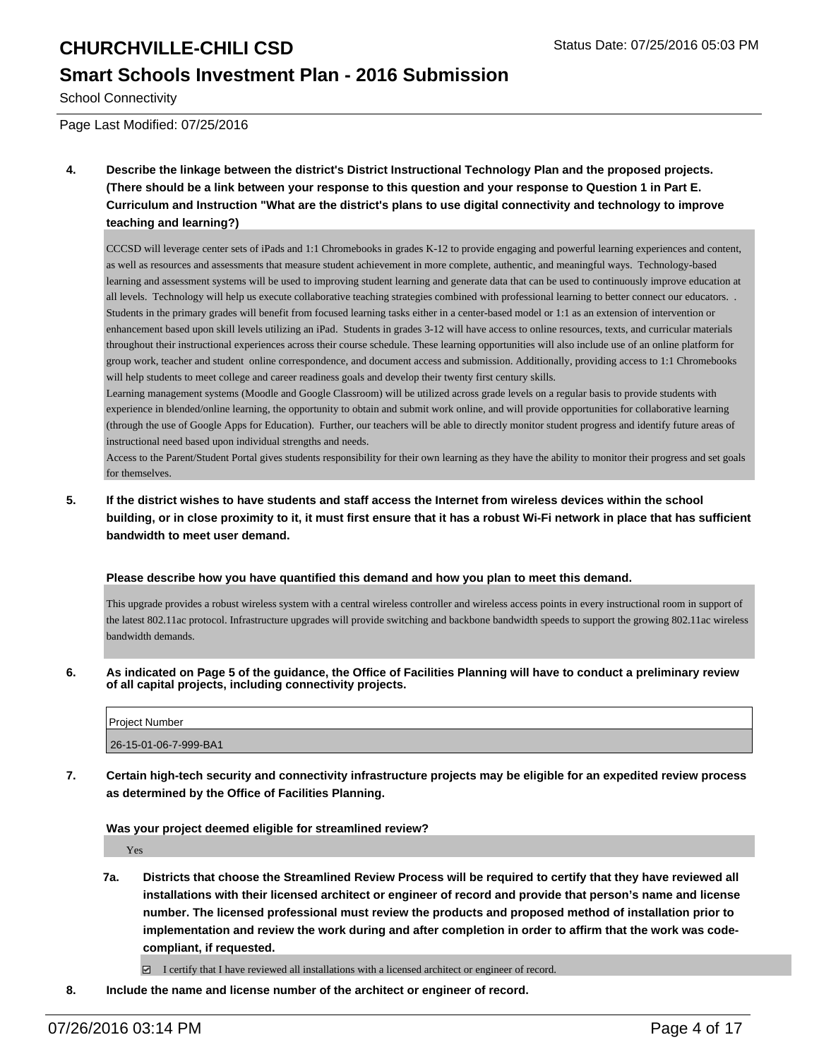**4. Describe the linkage between the district's District Instructional Technology Plan and the proposed projects. (There should be a link between your response to this question and your response to Question 1 in Part E. Curriculum and Instruction "What are the district's plans to use digital connectivity and technology to improve teaching and learning?)**

CCCSD will leverage center sets of iPads and 1:1 Chromebooks in grades K-12 to provide engaging and powerful learning experiences and content, as well as resources and assessments that measure student achievement in more complete, authentic, and meaningful ways. Technology-based learning and assessment systems will be used to improving student learning and generate data that can be used to continuously improve education at all levels. Technology will help us execute collaborative teaching strategies combined with professional learning to better connect our educators. . Students in the primary grades will benefit from focused learning tasks either in a center-based model or 1:1 as an extension of intervention or enhancement based upon skill levels utilizing an iPad. Students in grades 3-12 will have access to online resources, texts, and curricular materials throughout their instructional experiences across their course schedule. These learning opportunities will also include use of an online platform for group work, teacher and student online correspondence, and document access and submission. Additionally, providing access to 1:1 Chromebooks will help students to meet college and career readiness goals and develop their twenty first century skills.
Learning management systems (Moodle and Google Classroom) will be utilized across grade levels on a regular basis to provide students with experience in blended/online learning, the opportunity to obtain and submit work online, and will provide opportunities for collaborative learning (through the use of Google Apps for Education). Further, our teachers will be able to directly monitor student progress and identify future areas of instructional need based upon individual strengths and needs.
Access to the Parent/Student Portal gives students responsibility for their own learning as they have the ability to monitor their progress and set goals for themselves.

**5. If the district wishes to have students and staff access the Internet from wireless devices within the school building, or in close proximity to it, it must first ensure that it has a robust Wi-Fi network in place that has sufficient bandwidth to meet user demand.**

**Please describe how you have quantified this demand and how you plan to meet this demand.**

This upgrade provides a robust wireless system with a central wireless controller and wireless access points in every instructional room in support of the latest 802.11ac protocol. Infrastructure upgrades will provide switching and backbone bandwidth speeds to support the growing 802.11ac wireless bandwidth demands.

**6. As indicated on Page 5 of the guidance, the Office of Facilities Planning will have to conduct a preliminary review of all capital projects, including connectivity projects.**

| Project Number |
|---|
| 26-15-01-06-7-999-BA1 |

**7. Certain high-tech security and connectivity infrastructure projects may be eligible for an expedited review process as determined by the Office of Facilities Planning.**

**Was your project deemed eligible for streamlined review?**

Yes

**7a. Districts that choose the Streamlined Review Process will be required to certify that they have reviewed all installations with their licensed architect or engineer of record and provide that person's name and license number. The licensed professional must review the products and proposed method of installation prior to implementation and review the work during and after completion in order to affirm that the work was code-compliant, if requested.**

☑ I certify that I have reviewed all installations with a licensed architect or engineer of record.

**8. Include the name and license number of the architect or engineer of record.**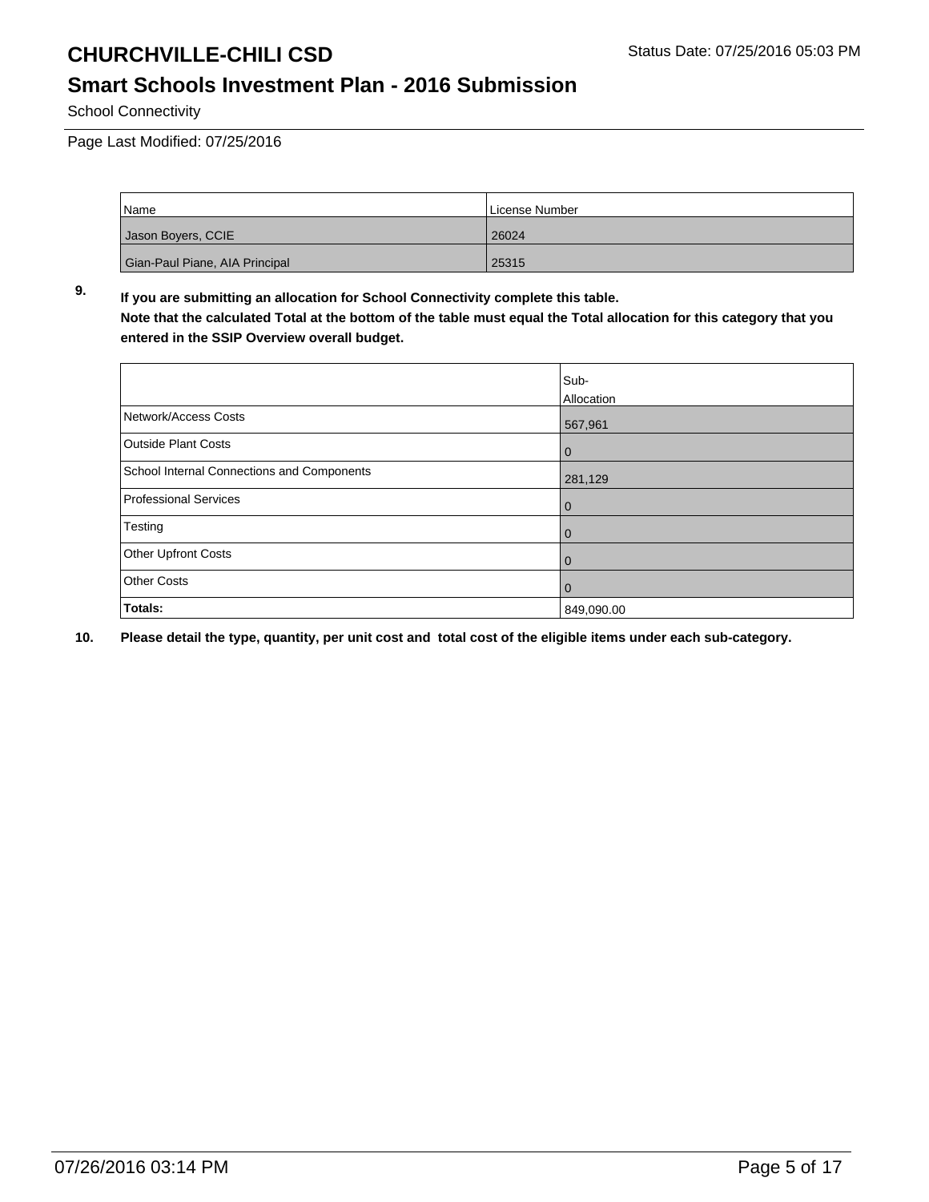# CHURCHVILLE-CHILI CSD

Status Date: 07/25/2016 05:03 PM

## Smart Schools Investment Plan - 2016 Submission

School Connectivity

Page Last Modified: 07/25/2016

| Name | License Number |
|---|---|
| Jason Boyers, CCIE | 26024 |
| Gian-Paul Piane, AIA Principal | 25315 |

**9. If you are submitting an allocation for School Connectivity complete this table.**

**Note that the calculated Total at the bottom of the table must equal the Total allocation for this category that you entered in the SSIP Overview overall budget.**

| | Sub-Allocation |
|---|---|
| Network/Access Costs | 567,961 |
| Outside Plant Costs | 0 |
| School Internal Connections and Components | 281,129 |
| Professional Services | 0 |
| Testing | 0 |
| Other Upfront Costs | 0 |
| Other Costs | 0 |
| **Totals:** | 849,090.00 |

**10. Please detail the type, quantity, per unit cost and total cost of the eligible items under each sub-category.**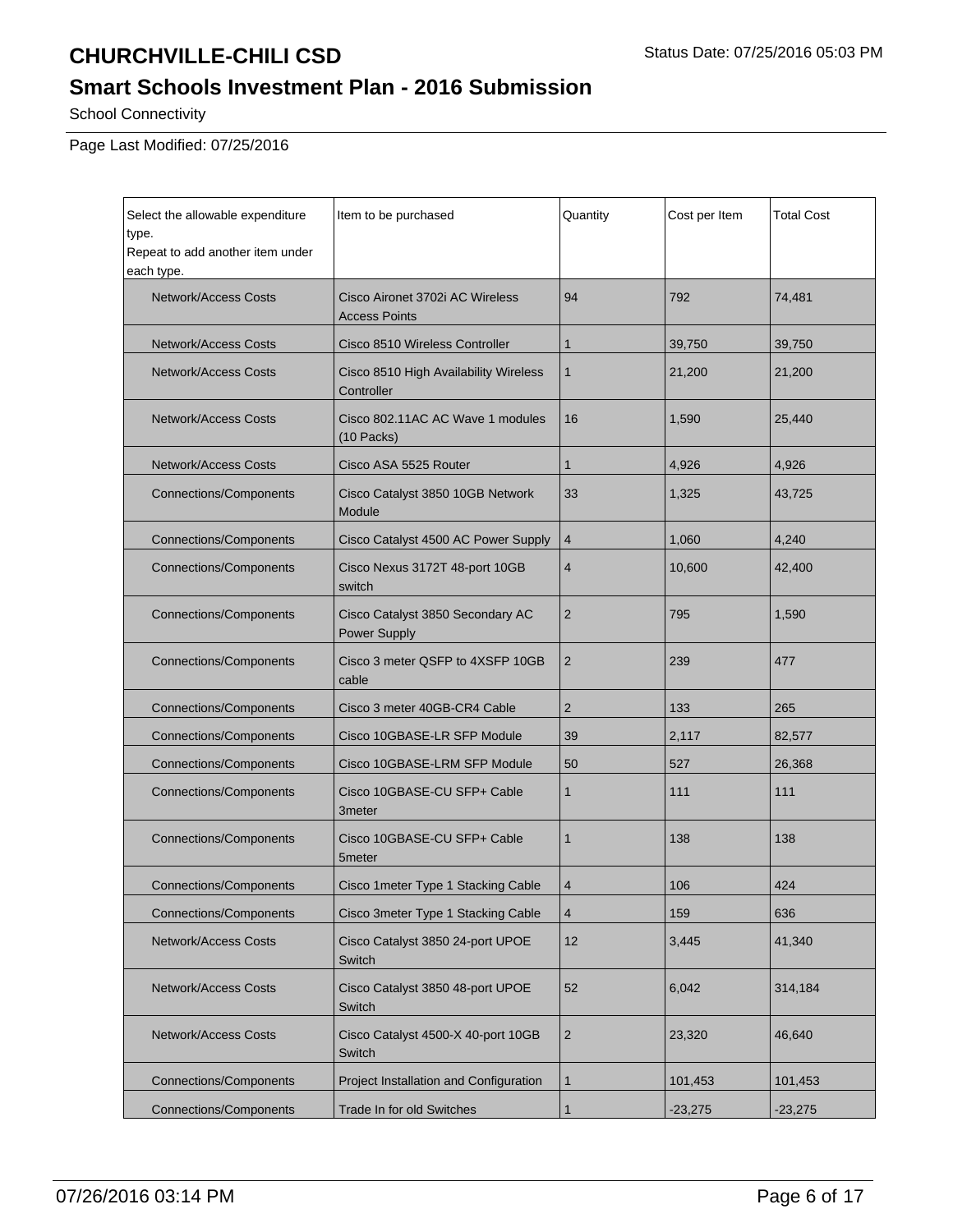# CHURCHVILLE-CHILI CSD

Status Date: 07/25/2016 05:03 PM

## Smart Schools Investment Plan - 2016 Submission

School Connectivity

Page Last Modified: 07/25/2016

| Select the allowable expenditure type. Repeat to add another item under each type. | Item to be purchased | Quantity | Cost per Item | Total Cost |
|---|---|---|---|---|
| Network/Access Costs | Cisco Aironet 3702i AC Wireless Access Points | 94 | 792 | 74,481 |
| Network/Access Costs | Cisco 8510 Wireless Controller | 1 | 39,750 | 39,750 |
| Network/Access Costs | Cisco 8510 High Availability Wireless Controller | 1 | 21,200 | 21,200 |
| Network/Access Costs | Cisco 802.11AC AC Wave 1 modules (10 Packs) | 16 | 1,590 | 25,440 |
| Network/Access Costs | Cisco ASA 5525 Router | 1 | 4,926 | 4,926 |
| Connections/Components | Cisco Catalyst 3850 10GB Network Module | 33 | 1,325 | 43,725 |
| Connections/Components | Cisco Catalyst 4500 AC Power Supply | 4 | 1,060 | 4,240 |
| Connections/Components | Cisco Nexus 3172T 48-port 10GB switch | 4 | 10,600 | 42,400 |
| Connections/Components | Cisco Catalyst 3850 Secondary AC Power Supply | 2 | 795 | 1,590 |
| Connections/Components | Cisco 3 meter QSFP to 4XSFP 10GB cable | 2 | 239 | 477 |
| Connections/Components | Cisco 3 meter 40GB-CR4 Cable | 2 | 133 | 265 |
| Connections/Components | Cisco 10GBASE-LR SFP Module | 39 | 2,117 | 82,577 |
| Connections/Components | Cisco 10GBASE-LRM SFP Module | 50 | 527 | 26,368 |
| Connections/Components | Cisco 10GBASE-CU SFP+ Cable 3meter | 1 | 111 | 111 |
| Connections/Components | Cisco 10GBASE-CU SFP+ Cable 5meter | 1 | 138 | 138 |
| Connections/Components | Cisco 1meter Type 1 Stacking Cable | 4 | 106 | 424 |
| Connections/Components | Cisco 3meter Type 1 Stacking Cable | 4 | 159 | 636 |
| Network/Access Costs | Cisco Catalyst 3850 24-port UPOE Switch | 12 | 3,445 | 41,340 |
| Network/Access Costs | Cisco Catalyst 3850 48-port UPOE Switch | 52 | 6,042 | 314,184 |
| Network/Access Costs | Cisco Catalyst 4500-X 40-port 10GB Switch | 2 | 23,320 | 46,640 |
| Connections/Components | Project Installation and Configuration | 1 | 101,453 | 101,453 |
| Connections/Components | Trade In for old Switches | 1 | -23,275 | -23,275 |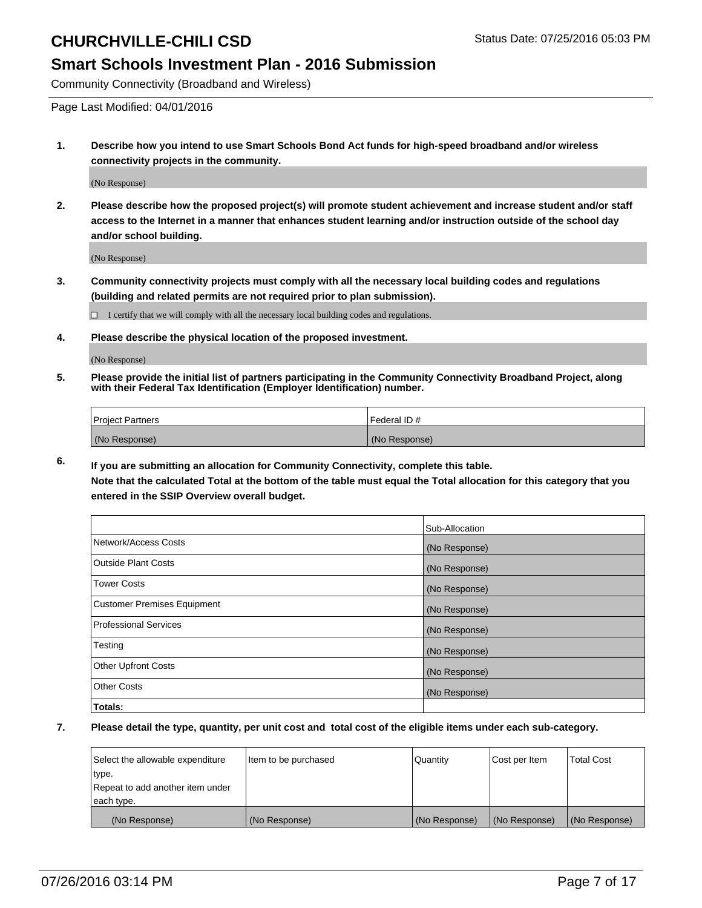# CHURCHVILLE-CHILI CSD

Status Date: 07/25/2016 05:03 PM

## Smart Schools Investment Plan - 2016 Submission

Community Connectivity (Broadband and Wireless)

Page Last Modified: 04/01/2016

1. **Describe how you intend to use Smart Schools Bond Act funds for high-speed broadband and/or wireless connectivity projects in the community.**

   (No Response)

2. **Please describe how the proposed project(s) will promote student achievement and increase student and/or staff access to the Internet in a manner that enhances student learning and/or instruction outside of the school day and/or school building.**

   (No Response)

3. **Community connectivity projects must comply with all the necessary local building codes and regulations (building and related permits are not required prior to plan submission).**

   ☐ I certify that we will comply with all the necessary local building codes and regulations.

4. **Please describe the physical location of the proposed investment.**

   (No Response)

5. **Please provide the initial list of partners participating in the Community Connectivity Broadband Project, along with their Federal Tax Identification (Employer Identification) number.**

| Project Partners | Federal ID # |
|---|---|
| (No Response) | (No Response) |

6. **If you are submitting an allocation for Community Connectivity, complete this table.**
   **Note that the calculated Total at the bottom of the table must equal the Total allocation for this category that you entered in the SSIP Overview overall budget.**

| | Sub-Allocation |
|---|---|
| Network/Access Costs | (No Response) |
| Outside Plant Costs | (No Response) |
| Tower Costs | (No Response) |
| Customer Premises Equipment | (No Response) |
| Professional Services | (No Response) |
| Testing | (No Response) |
| Other Upfront Costs | (No Response) |
| Other Costs | (No Response) |
| **Totals:** | |

7. **Please detail the type, quantity, per unit cost and total cost of the eligible items under each sub-category.**

| Select the allowable expenditure type. Repeat to add another item under each type. | Item to be purchased | Quantity | Cost per Item | Total Cost |
|---|---|---|---|---|
| (No Response) | (No Response) | (No Response) | (No Response) | (No Response) |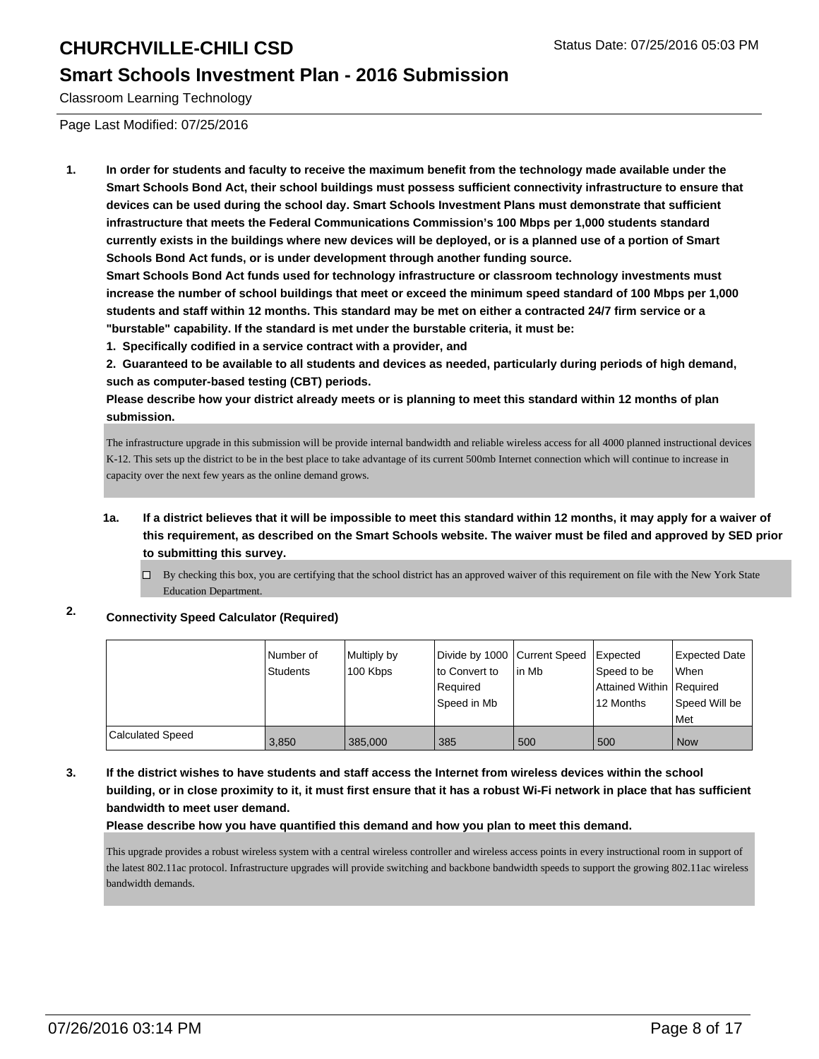# CHURCHVILLE-CHILI CSD

Status Date: 07/25/2016 05:03 PM

## Smart Schools Investment Plan - 2016 Submission

Classroom Learning Technology

Page Last Modified: 07/25/2016

1. **In order for students and faculty to receive the maximum benefit from the technology made available under the Smart Schools Bond Act, their school buildings must possess sufficient connectivity infrastructure to ensure that devices can be used during the school day. Smart Schools Investment Plans must demonstrate that sufficient infrastructure that meets the Federal Communications Commission's 100 Mbps per 1,000 students standard currently exists in the buildings where new devices will be deployed, or is a planned use of a portion of Smart Schools Bond Act funds, or is under development through another funding source.**
   **Smart Schools Bond Act funds used for technology infrastructure or classroom technology investments must increase the number of school buildings that meet or exceed the minimum speed standard of 100 Mbps per 1,000 students and staff within 12 months. This standard may be met on either a contracted 24/7 firm service or a "burstable" capability. If the standard is met under the burstable criteria, it must be:**
   **1. Specifically codified in a service contract with a provider, and**
   **2. Guaranteed to be available to all students and devices as needed, particularly during periods of high demand, such as computer-based testing (CBT) periods.**
   **Please describe how your district already meets or is planning to meet this standard within 12 months of plan submission.**

   The infrastructure upgrade in this submission will be provide internal bandwidth and reliable wireless access for all 4000 planned instructional devices K-12. This sets up the district to be in the best place to take advantage of its current 500mb Internet connection which will continue to increase in capacity over the next few years as the online demand grows.

   1a. **If a district believes that it will be impossible to meet this standard within 12 months, it may apply for a waiver of this requirement, as described on the Smart Schools website. The waiver must be filed and approved by SED prior to submitting this survey.**

   ☐ By checking this box, you are certifying that the school district has an approved waiver of this requirement on file with the New York State Education Department.

2. **Connectivity Speed Calculator (Required)**

| | Number of Students | Multiply by 100 Kbps | Divide by 1000 to Convert to Required Speed in Mb | Current Speed in Mb | Expected Speed to be Attained Within 12 Months | Expected Date When Required Speed Will be Met |
|---|---|---|---|---|---|---|
| Calculated Speed | 3,850 | 385,000 | 385 | 500 | 500 | Now |

3. **If the district wishes to have students and staff access the Internet from wireless devices within the school building, or in close proximity to it, it must first ensure that it has a robust Wi-Fi network in place that has sufficient bandwidth to meet user demand.**
   **Please describe how you have quantified this demand and how you plan to meet this demand.**

   This upgrade provides a robust wireless system with a central wireless controller and wireless access points in every instructional room in support of the latest 802.11ac protocol. Infrastructure upgrades will provide switching and backbone bandwidth speeds to support the growing 802.11ac wireless bandwidth demands.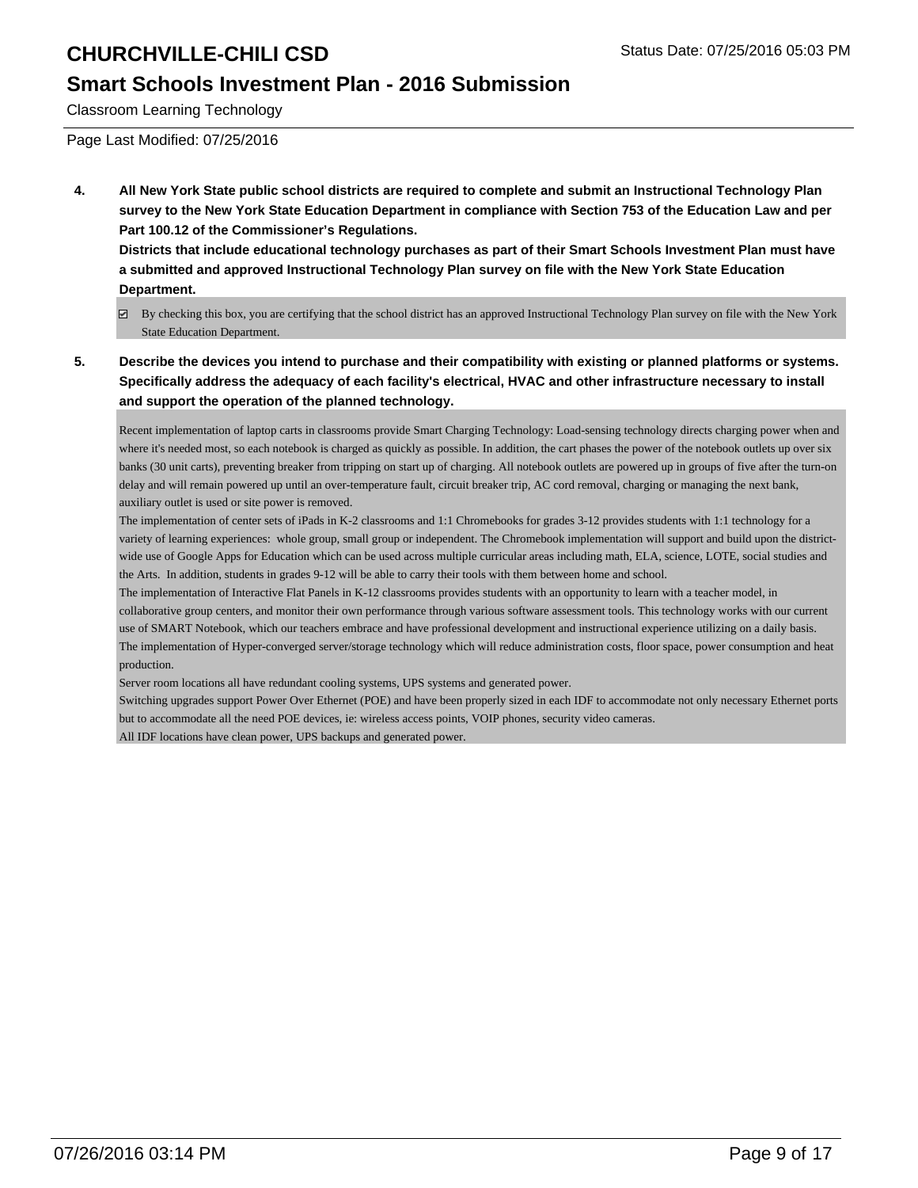Classroom Learning Technology

Page Last Modified: 07/25/2016

**4. All New York State public school districts are required to complete and submit an Instructional Technology Plan survey to the New York State Education Department in compliance with Section 753 of the Education Law and per Part 100.12 of the Commissioner's Regulations.**

**Districts that include educational technology purchases as part of their Smart Schools Investment Plan must have a submitted and approved Instructional Technology Plan survey on file with the New York State Education Department.**

☑ By checking this box, you are certifying that the school district has an approved Instructional Technology Plan survey on file with the New York State Education Department.

**5. Describe the devices you intend to purchase and their compatibility with existing or planned platforms or systems. Specifically address the adequacy of each facility's electrical, HVAC and other infrastructure necessary to install and support the operation of the planned technology.**

Recent implementation of laptop carts in classrooms provide Smart Charging Technology: Load-sensing technology directs charging power when and where it's needed most, so each notebook is charged as quickly as possible. In addition, the cart phases the power of the notebook outlets up over six banks (30 unit carts), preventing breaker from tripping on start up of charging. All notebook outlets are powered up in groups of five after the turn-on delay and will remain powered up until an over-temperature fault, circuit breaker trip, AC cord removal, charging or managing the next bank, auxiliary outlet is used or site power is removed.

The implementation of center sets of iPads in K-2 classrooms and 1:1 Chromebooks for grades 3-12 provides students with 1:1 technology for a variety of learning experiences: whole group, small group or independent. The Chromebook implementation will support and build upon the district-wide use of Google Apps for Education which can be used across multiple curricular areas including math, ELA, science, LOTE, social studies and the Arts. In addition, students in grades 9-12 will be able to carry their tools with them between home and school.

The implementation of Interactive Flat Panels in K-12 classrooms provides students with an opportunity to learn with a teacher model, in collaborative group centers, and monitor their own performance through various software assessment tools. This technology works with our current use of SMART Notebook, which our teachers embrace and have professional development and instructional experience utilizing on a daily basis.

The implementation of Hyper-converged server/storage technology which will reduce administration costs, floor space, power consumption and heat production.

Server room locations all have redundant cooling systems, UPS systems and generated power.

Switching upgrades support Power Over Ethernet (POE) and have been properly sized in each IDF to accommodate not only necessary Ethernet ports but to accommodate all the need POE devices, ie: wireless access points, VOIP phones, security video cameras.

All IDF locations have clean power, UPS backups and generated power.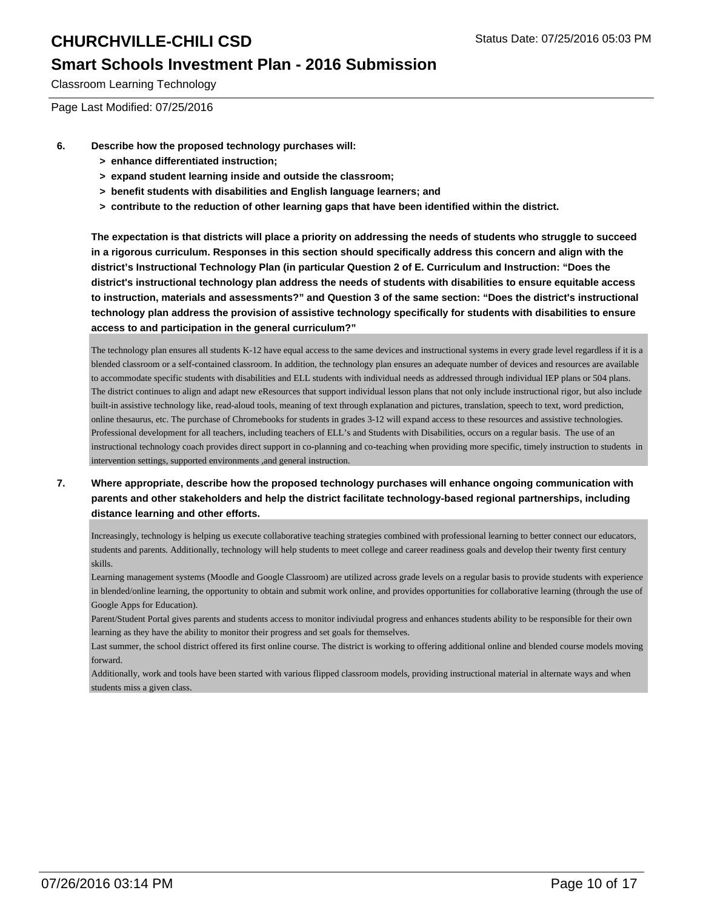# CHURCHVILLE-CHILI CSD

## Smart Schools Investment Plan - 2016 Submission

Classroom Learning Technology

Page Last Modified: 07/25/2016

**6. Describe how the proposed technology purchases will:**
- **> enhance differentiated instruction;**
- **> expand student learning inside and outside the classroom;**
- **> benefit students with disabilities and English language learners; and**
- **> contribute to the reduction of other learning gaps that have been identified within the district.**

**The expectation is that districts will place a priority on addressing the needs of students who struggle to succeed in a rigorous curriculum. Responses in this section should specifically address this concern and align with the district's Instructional Technology Plan (in particular Question 2 of E. Curriculum and Instruction: "Does the district's instructional technology plan address the needs of students with disabilities to ensure equitable access to instruction, materials and assessments?" and Question 3 of the same section: "Does the district's instructional technology plan address the provision of assistive technology specifically for students with disabilities to ensure access to and participation in the general curriculum?"**

The technology plan ensures all students K-12 have equal access to the same devices and instructional systems in every grade level regardless if it is a blended classroom or a self-contained classroom. In addition, the technology plan ensures an adequate number of devices and resources are available to accommodate specific students with disabilities and ELL students with individual needs as addressed through individual IEP plans or 504 plans. The district continues to align and adapt new eResources that support individual lesson plans that not only include instructional rigor, but also include built-in assistive technology like, read-aloud tools, meaning of text through explanation and pictures, translation, speech to text, word prediction, online thesaurus, etc. The purchase of Chromebooks for students in grades 3-12 will expand access to these resources and assistive technologies. Professional development for all teachers, including teachers of ELL's and Students with Disabilities, occurs on a regular basis. The use of an instructional technology coach provides direct support in co-planning and co-teaching when providing more specific, timely instruction to students in intervention settings, supported environments ,and general instruction.

**7. Where appropriate, describe how the proposed technology purchases will enhance ongoing communication with parents and other stakeholders and help the district facilitate technology-based regional partnerships, including distance learning and other efforts.**

Increasingly, technology is helping us execute collaborative teaching strategies combined with professional learning to better connect our educators, students and parents. Additionally, technology will help students to meet college and career readiness goals and develop their twenty first century skills.

Learning management systems (Moodle and Google Classroom) are utilized across grade levels on a regular basis to provide students with experience in blended/online learning, the opportunity to obtain and submit work online, and provides opportunities for collaborative learning (through the use of Google Apps for Education).

Parent/Student Portal gives parents and students access to monitor indiviudal progress and enhances students ability to be responsible for their own learning as they have the ability to monitor their progress and set goals for themselves.

Last summer, the school district offered its first online course. The district is working to offering additional online and blended course models moving forward.

Additionally, work and tools have been started with various flipped classroom models, providing instructional material in alternate ways and when students miss a given class.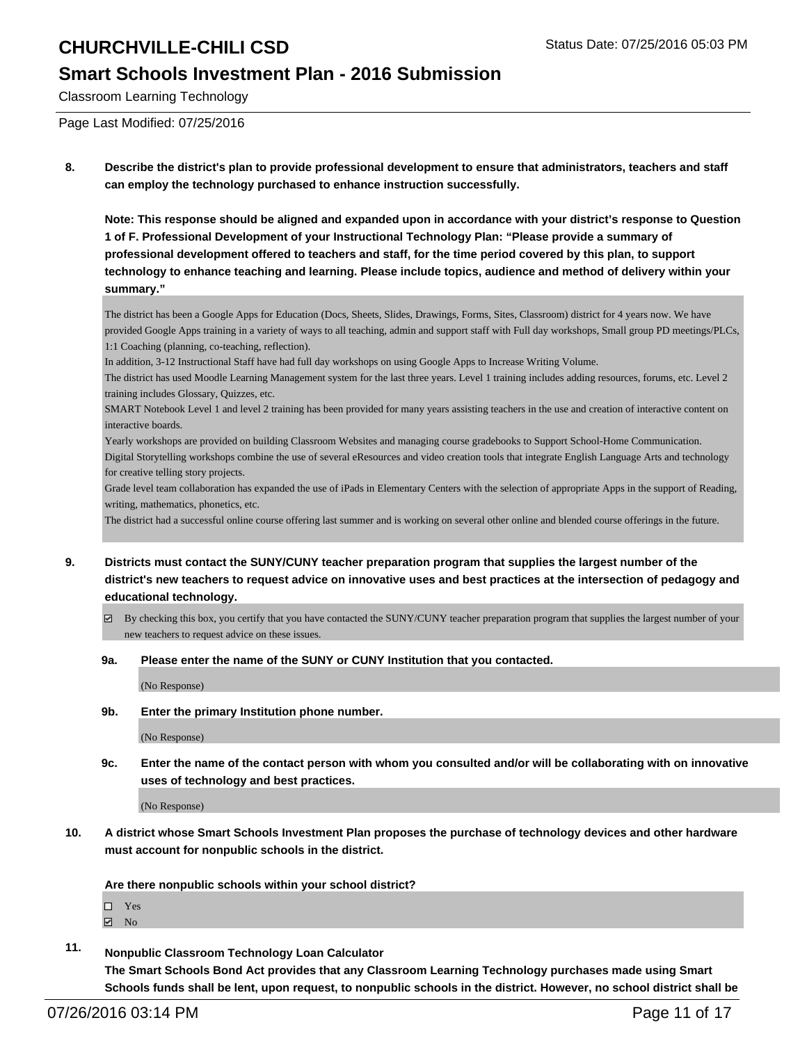Classroom Learning Technology

Page Last Modified: 07/25/2016

**8. Describe the district's plan to provide professional development to ensure that administrators, teachers and staff can employ the technology purchased to enhance instruction successfully.**

**Note: This response should be aligned and expanded upon in accordance with your district's response to Question 1 of F. Professional Development of your Instructional Technology Plan: "Please provide a summary of professional development offered to teachers and staff, for the time period covered by this plan, to support technology to enhance teaching and learning. Please include topics, audience and method of delivery within your summary."**

The district has been a Google Apps for Education (Docs, Sheets, Slides, Drawings, Forms, Sites, Classroom) district for 4 years now. We have provided Google Apps training in a variety of ways to all teaching, admin and support staff with Full day workshops, Small group PD meetings/PLCs, 1:1 Coaching (planning, co-teaching, reflection).
In addition, 3-12 Instructional Staff have had full day workshops on using Google Apps to Increase Writing Volume.
The district has used Moodle Learning Management system for the last three years. Level 1 training includes adding resources, forums, etc. Level 2 training includes Glossary, Quizzes, etc.
SMART Notebook Level 1 and level 2 training has been provided for many years assisting teachers in the use and creation of interactive content on interactive boards.
Yearly workshops are provided on building Classroom Websites and managing course gradebooks to Support School-Home Communication.
Digital Storytelling workshops combine the use of several eResources and video creation tools that integrate English Language Arts and technology for creative telling story projects.
Grade level team collaboration has expanded the use of iPads in Elementary Centers with the selection of appropriate Apps in the support of Reading, writing, mathematics, phonetics, etc.
The district had a successful online course offering last summer and is working on several other online and blended course offerings in the future.

**9. Districts must contact the SUNY/CUNY teacher preparation program that supplies the largest number of the district's new teachers to request advice on innovative uses and best practices at the intersection of pedagogy and educational technology.**

☑ By checking this box, you certify that you have contacted the SUNY/CUNY teacher preparation program that supplies the largest number of your new teachers to request advice on these issues.

**9a. Please enter the name of the SUNY or CUNY Institution that you contacted.**

(No Response)

**9b. Enter the primary Institution phone number.**

(No Response)

**9c. Enter the name of the contact person with whom you consulted and/or will be collaborating with on innovative uses of technology and best practices.**

(No Response)

**10. A district whose Smart Schools Investment Plan proposes the purchase of technology devices and other hardware must account for nonpublic schools in the district.**

**Are there nonpublic schools within your school district?**

☐ Yes
☑ No

**11. Nonpublic Classroom Technology Loan Calculator**
**The Smart Schools Bond Act provides that any Classroom Learning Technology purchases made using Smart Schools funds shall be lent, upon request, to nonpublic schools in the district. However, no school district shall be**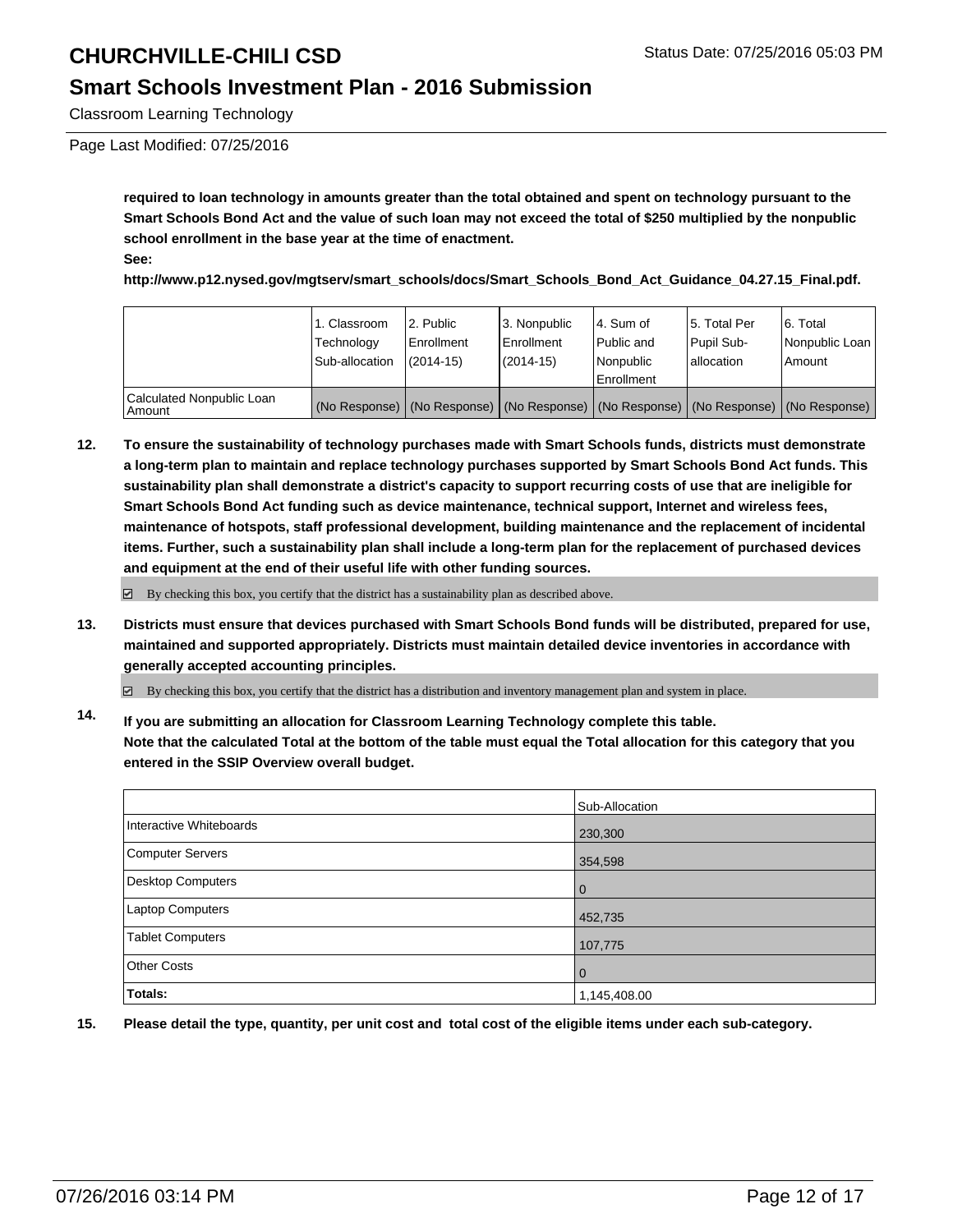**required to loan technology in amounts greater than the total obtained and spent on technology pursuant to the Smart Schools Bond Act and the value of such loan may not exceed the total of $250 multiplied by the nonpublic school enrollment in the base year at the time of enactment.**

**See:**

**http://www.p12.nysed.gov/mgtserv/smart_schools/docs/Smart_Schools_Bond_Act_Guidance_04.27.15_Final.pdf.**

| | 1. Classroom Technology Sub-allocation | 2. Public Enrollment (2014-15) | 3. Nonpublic Enrollment (2014-15) | 4. Sum of Public and Nonpublic Enrollment | 5. Total Per Pupil Sub-allocation | 6. Total Nonpublic Loan Amount |
|---|---|---|---|---|---|---|
| Calculated Nonpublic Loan Amount | (No Response) | (No Response) | (No Response) | (No Response) | (No Response) | (No Response) |

**12. To ensure the sustainability of technology purchases made with Smart Schools funds, districts must demonstrate a long-term plan to maintain and replace technology purchases supported by Smart Schools Bond Act funds. This sustainability plan shall demonstrate a district's capacity to support recurring costs of use that are ineligible for Smart Schools Bond Act funding such as device maintenance, technical support, Internet and wireless fees, maintenance of hotspots, staff professional development, building maintenance and the replacement of incidental items. Further, such a sustainability plan shall include a long-term plan for the replacement of purchased devices and equipment at the end of their useful life with other funding sources.**

☑ By checking this box, you certify that the district has a sustainability plan as described above.

**13. Districts must ensure that devices purchased with Smart Schools Bond funds will be distributed, prepared for use, maintained and supported appropriately. Districts must maintain detailed device inventories in accordance with generally accepted accounting principles.**

☑ By checking this box, you certify that the district has a distribution and inventory management plan and system in place.

**14. If you are submitting an allocation for Classroom Learning Technology complete this table. Note that the calculated Total at the bottom of the table must equal the Total allocation for this category that you entered in the SSIP Overview overall budget.**

| | Sub-Allocation |
|---|---|
| Interactive Whiteboards | 230,300 |
| Computer Servers | 354,598 |
| Desktop Computers | 0 |
| Laptop Computers | 452,735 |
| Tablet Computers | 107,775 |
| Other Costs | 0 |
| **Totals:** | 1,145,408.00 |

**15. Please detail the type, quantity, per unit cost and total cost of the eligible items under each sub-category.**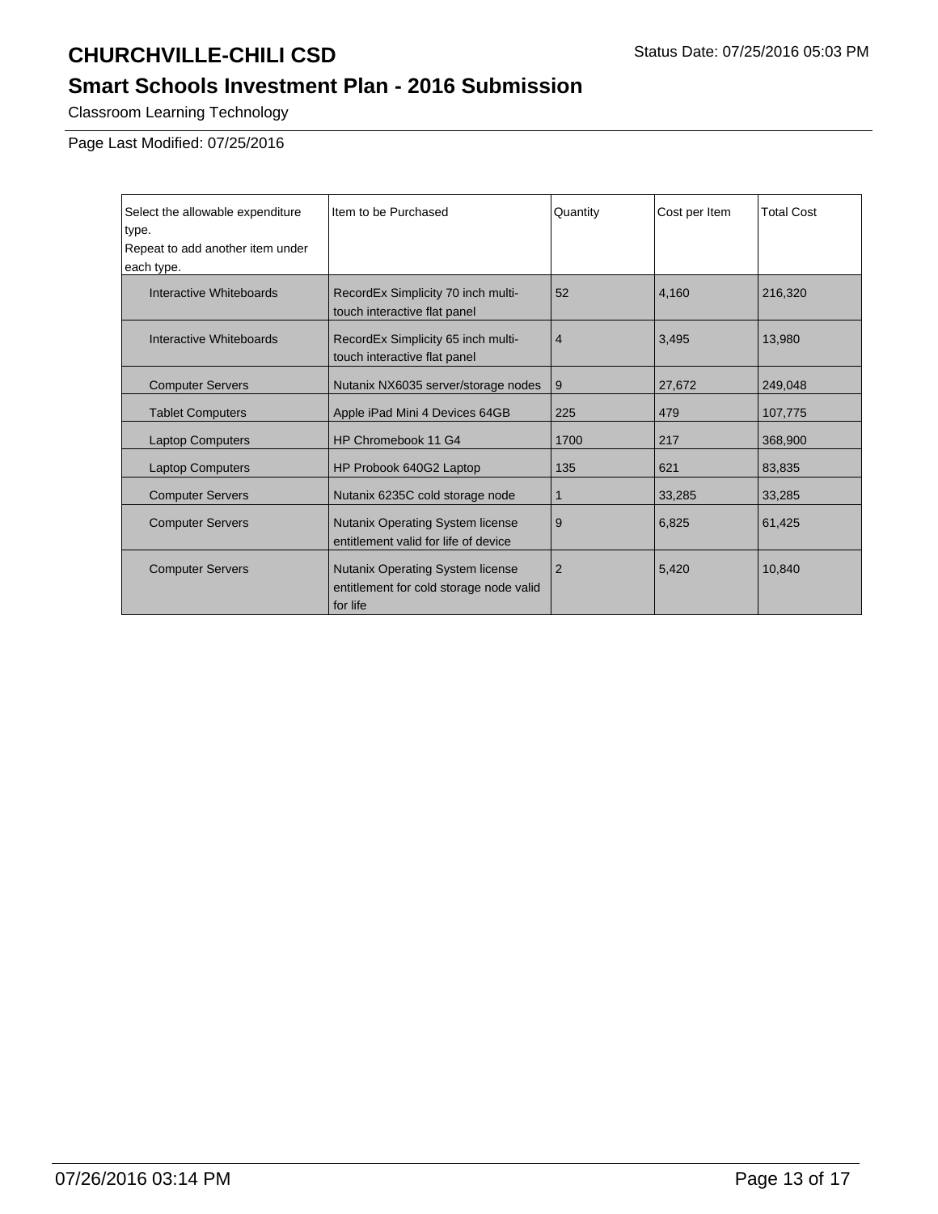# CHURCHVILLE-CHILI CSD

Status Date: 07/25/2016 05:03 PM

## Smart Schools Investment Plan - 2016 Submission

Classroom Learning Technology

Page Last Modified: 07/25/2016

| Select the allowable expenditure type. Repeat to add another item under each type. | Item to be Purchased | Quantity | Cost per Item | Total Cost |
|---|---|---|---|---|
| Interactive Whiteboards | RecordEx Simplicity 70 inch multi-touch interactive flat panel | 52 | 4,160 | 216,320 |
| Interactive Whiteboards | RecordEx Simplicity 65 inch multi-touch interactive flat panel | 4 | 3,495 | 13,980 |
| Computer Servers | Nutanix NX6035 server/storage nodes | 9 | 27,672 | 249,048 |
| Tablet Computers | Apple iPad Mini 4 Devices 64GB | 225 | 479 | 107,775 |
| Laptop Computers | HP Chromebook 11 G4 | 1700 | 217 | 368,900 |
| Laptop Computers | HP Probook 640G2 Laptop | 135 | 621 | 83,835 |
| Computer Servers | Nutanix 6235C cold storage node | 1 | 33,285 | 33,285 |
| Computer Servers | Nutanix Operating System license entitlement valid for life of device | 9 | 6,825 | 61,425 |
| Computer Servers | Nutanix Operating System license entitlement for cold storage node valid for life | 2 | 5,420 | 10,840 |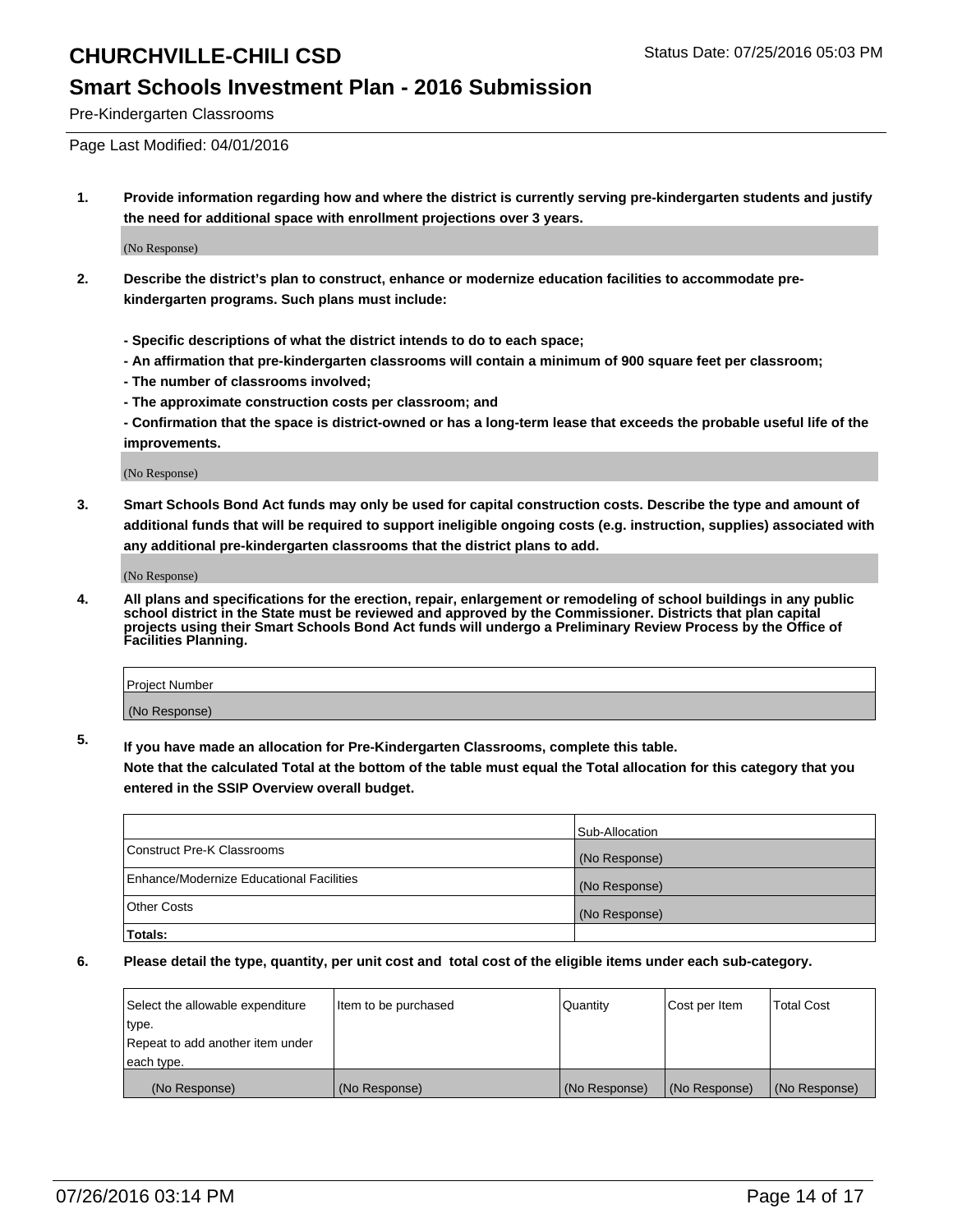# CHURCHVILLE-CHILI CSD

Status Date: 07/25/2016 05:03 PM

## Smart Schools Investment Plan - 2016 Submission

Pre-Kindergarten Classrooms

Page Last Modified: 04/01/2016

**1. Provide information regarding how and where the district is currently serving pre-kindergarten students and justify the need for additional space with enrollment projections over 3 years.**

(No Response)

**2. Describe the district's plan to construct, enhance or modernize education facilities to accommodate pre-kindergarten programs. Such plans must include:**

**- Specific descriptions of what the district intends to do to each space;**
**- An affirmation that pre-kindergarten classrooms will contain a minimum of 900 square feet per classroom;**
**- The number of classrooms involved;**
**- The approximate construction costs per classroom; and**
**- Confirmation that the space is district-owned or has a long-term lease that exceeds the probable useful life of the improvements.**

(No Response)

**3. Smart Schools Bond Act funds may only be used for capital construction costs. Describe the type and amount of additional funds that will be required to support ineligible ongoing costs (e.g. instruction, supplies) associated with any additional pre-kindergarten classrooms that the district plans to add.**

(No Response)

**4. All plans and specifications for the erection, repair, enlargement or remodeling of school buildings in any public school district in the State must be reviewed and approved by the Commissioner. Districts that plan capital projects using their Smart Schools Bond Act funds will undergo a Preliminary Review Process by the Office of Facilities Planning.**

| Project Number |
|---|
| (No Response) |

**5. If you have made an allocation for Pre-Kindergarten Classrooms, complete this table. Note that the calculated Total at the bottom of the table must equal the Total allocation for this category that you entered in the SSIP Overview overall budget.**

| | Sub-Allocation |
|---|---|
| Construct Pre-K Classrooms | (No Response) |
| Enhance/Modernize Educational Facilities | (No Response) |
| Other Costs | (No Response) |
| **Totals:** | |

**6. Please detail the type, quantity, per unit cost and total cost of the eligible items under each sub-category.**

| Select the allowable expenditure type. Repeat to add another item under each type. | Item to be purchased | Quantity | Cost per Item | Total Cost |
|---|---|---|---|---|
| (No Response) | (No Response) | (No Response) | (No Response) | (No Response) |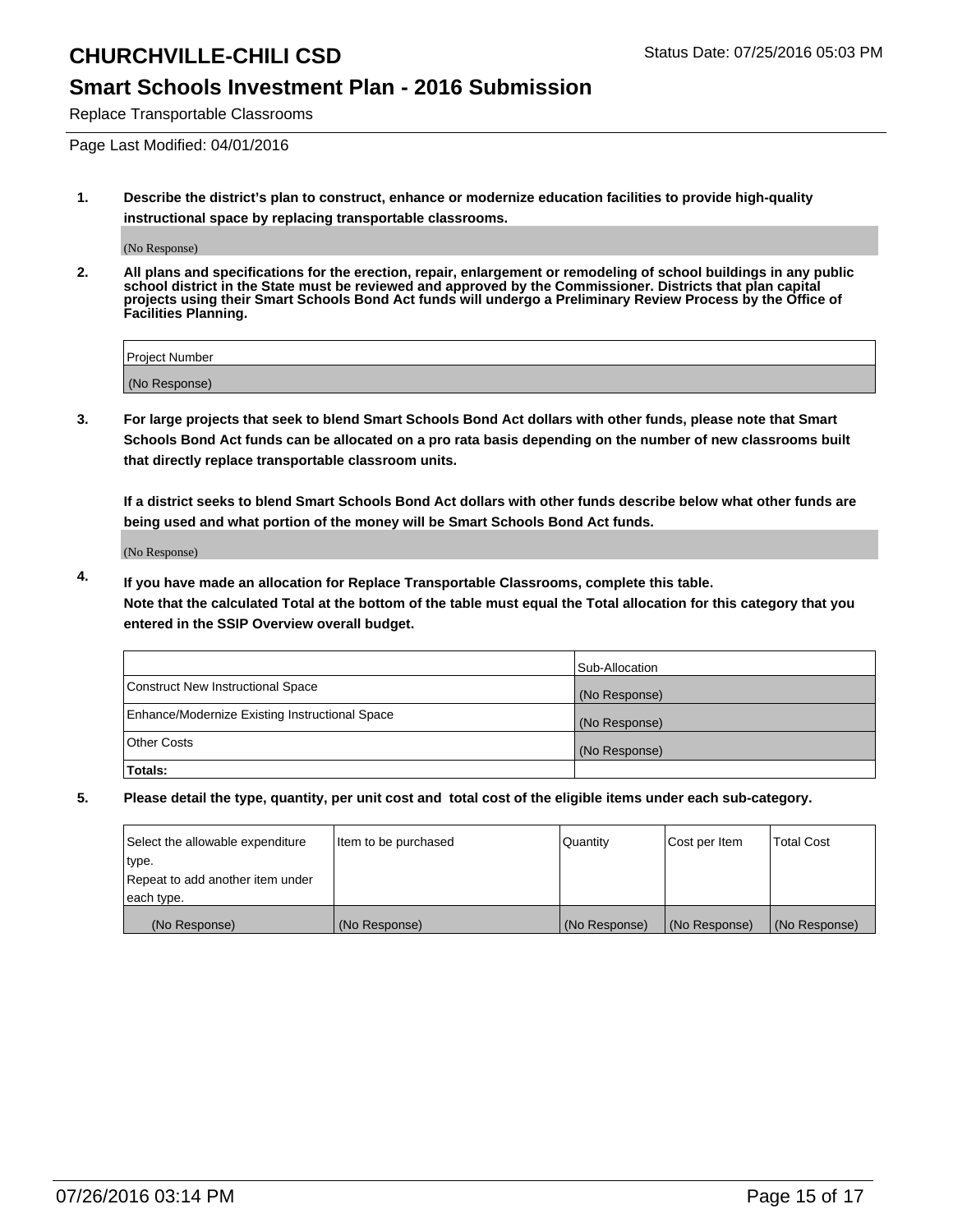# CHURCHVILLE-CHILI CSD

Status Date: 07/25/2016 05:03 PM

## Smart Schools Investment Plan - 2016 Submission

Replace Transportable Classrooms

Page Last Modified: 04/01/2016

**1. Describe the district's plan to construct, enhance or modernize education facilities to provide high-quality instructional space by replacing transportable classrooms.**

(No Response)

**2. All plans and specifications for the erection, repair, enlargement or remodeling of school buildings in any public school district in the State must be reviewed and approved by the Commissioner. Districts that plan capital projects using their Smart Schools Bond Act funds will undergo a Preliminary Review Process by the Office of Facilities Planning.**

| Project Number |
|---|
| (No Response) |

**3. For large projects that seek to blend Smart Schools Bond Act dollars with other funds, please note that Smart Schools Bond Act funds can be allocated on a pro rata basis depending on the number of new classrooms built that directly replace transportable classroom units.**

**If a district seeks to blend Smart Schools Bond Act dollars with other funds describe below what other funds are being used and what portion of the money will be Smart Schools Bond Act funds.**

(No Response)

**4. If you have made an allocation for Replace Transportable Classrooms, complete this table. Note that the calculated Total at the bottom of the table must equal the Total allocation for this category that you entered in the SSIP Overview overall budget.**

| | Sub-Allocation |
|---|---|
| Construct New Instructional Space | (No Response) |
| Enhance/Modernize Existing Instructional Space | (No Response) |
| Other Costs | (No Response) |
| **Totals:** | |

**5. Please detail the type, quantity, per unit cost and total cost of the eligible items under each sub-category.**

| Select the allowable expenditure type. Repeat to add another item under each type. | Item to be purchased | Quantity | Cost per Item | Total Cost |
|---|---|---|---|---|
| (No Response) | (No Response) | (No Response) | (No Response) | (No Response) |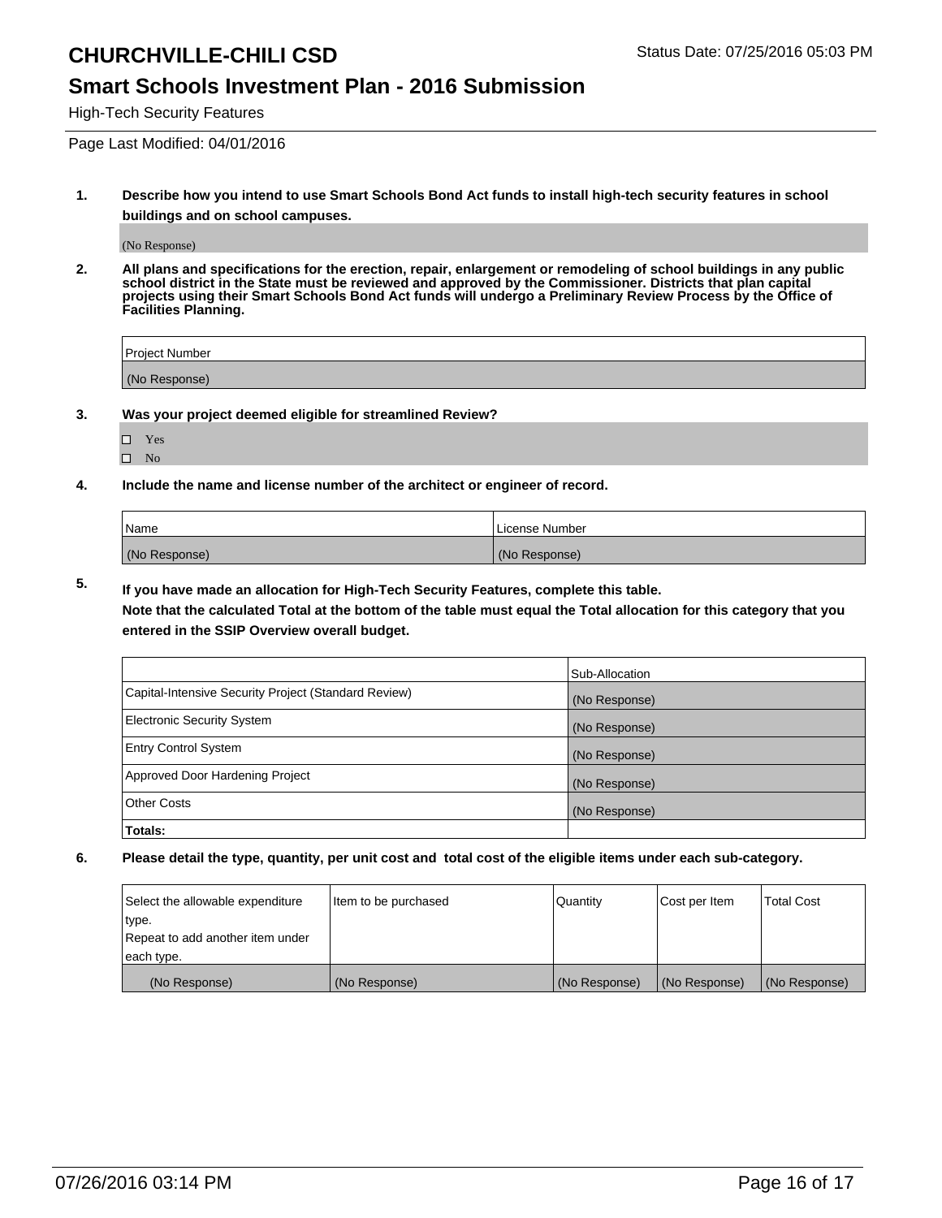# CHURCHVILLE-CHILI CSD

Status Date: 07/25/2016 05:03 PM

## Smart Schools Investment Plan - 2016 Submission

High-Tech Security Features

Page Last Modified: 04/01/2016

**1. Describe how you intend to use Smart Schools Bond Act funds to install high-tech security features in school buildings and on school campuses.**

(No Response)

**2. All plans and specifications for the erection, repair, enlargement or remodeling of school buildings in any public school district in the State must be reviewed and approved by the Commissioner. Districts that plan capital projects using their Smart Schools Bond Act funds will undergo a Preliminary Review Process by the Office of Facilities Planning.**

| Project Number |
|---|
| (No Response) |

**3. Was your project deemed eligible for streamlined Review?**

- ☐ Yes
- ☐ No

**4. Include the name and license number of the architect or engineer of record.**

| Name | License Number |
|---|---|
| (No Response) | (No Response) |

**5. If you have made an allocation for High-Tech Security Features, complete this table.**
**Note that the calculated Total at the bottom of the table must equal the Total allocation for this category that you entered in the SSIP Overview overall budget.**

| | Sub-Allocation |
|---|---|
| Capital-Intensive Security Project (Standard Review) | (No Response) |
| Electronic Security System | (No Response) |
| Entry Control System | (No Response) |
| Approved Door Hardening Project | (No Response) |
| Other Costs | (No Response) |
| **Totals:** | |

**6. Please detail the type, quantity, per unit cost and total cost of the eligible items under each sub-category.**

| Select the allowable expenditure type. Repeat to add another item under each type. | Item to be purchased | Quantity | Cost per Item | Total Cost |
|---|---|---|---|---|
| (No Response) | (No Response) | (No Response) | (No Response) | (No Response) |